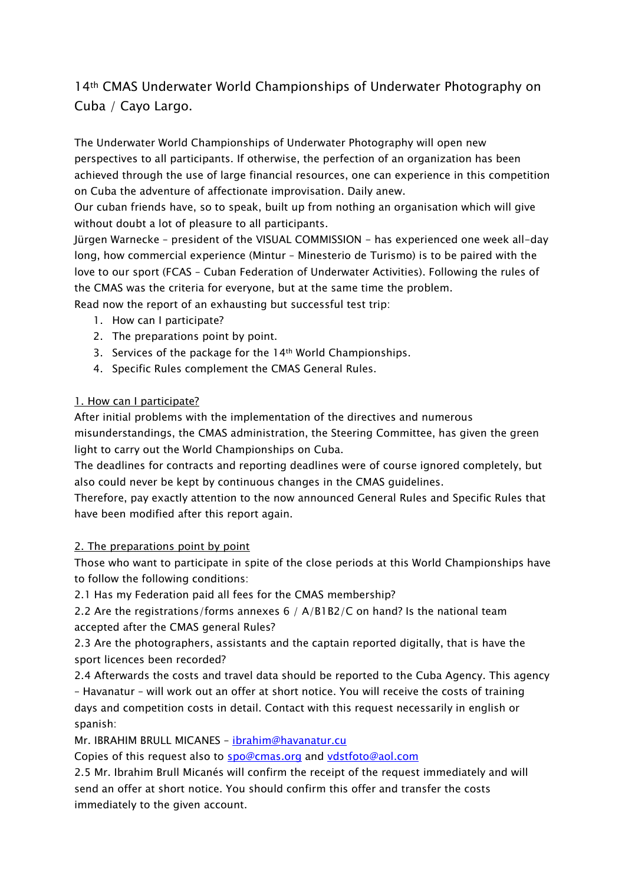# 14th CMAS Underwater World Championships of Underwater Photography on Cuba / Cayo Largo.

The Underwater World Championships of Underwater Photography will open new perspectives to all participants. If otherwise, the perfection of an organization has been achieved through the use of large financial resources, one can experience in this competition on Cuba the adventure of affectionate improvisation. Daily anew.

Our cuban friends have, so to speak, built up from nothing an organisation which will give without doubt a lot of pleasure to all participants.

Jürgen Warnecke – president of the VISUAL COMMISSION - has experienced one week all-day long, how commercial experience (Mintur – Minesterio de Turismo) is to be paired with the love to our sport (FCAS – Cuban Federation of Underwater Activities). Following the rules of the CMAS was the criteria for everyone, but at the same time the problem.

Read now the report of an exhausting but successful test trip:

1. How can I participate?
2. The preparations point by point.
3. Services of the package for the 14th World Championships.
4. Specific Rules complement the CMAS General Rules.

## 1. How can I participate?

After initial problems with the implementation of the directives and numerous misunderstandings, the CMAS administration, the Steering Committee, has given the green light to carry out the World Championships on Cuba.

The deadlines for contracts and reporting deadlines were of course ignored completely, but also could never be kept by continuous changes in the CMAS guidelines.

Therefore, pay exactly attention to the now announced General Rules and Specific Rules that have been modified after this report again.

## 2. The preparations point by point

Those who want to participate in spite of the close periods at this World Championships have to follow the following conditions:

2.1 Has my Federation paid all fees for the CMAS membership?

2.2 Are the registrations/forms annexes 6 / A/B1B2/C on hand? Is the national team accepted after the CMAS general Rules?

2.3 Are the photographers, assistants and the captain reported digitally, that is have the sport licences been recorded?

2.4 Afterwards the costs and travel data should be reported to the Cuba Agency. This agency – Havanatur – will work out an offer at short notice. You will receive the costs of training days and competition costs in detail. Contact with this request necessarily in english or spanish:

Mr. IBRAHIM BRULL MICANES – ibrahim@havanatur.cu

Copies of this request also to spo@cmas.org and vdstfoto@aol.com

2.5 Mr. Ibrahim Brull Micanés will confirm the receipt of the request immediately and will send an offer at short notice. You should confirm this offer and transfer the costs immediately to the given account.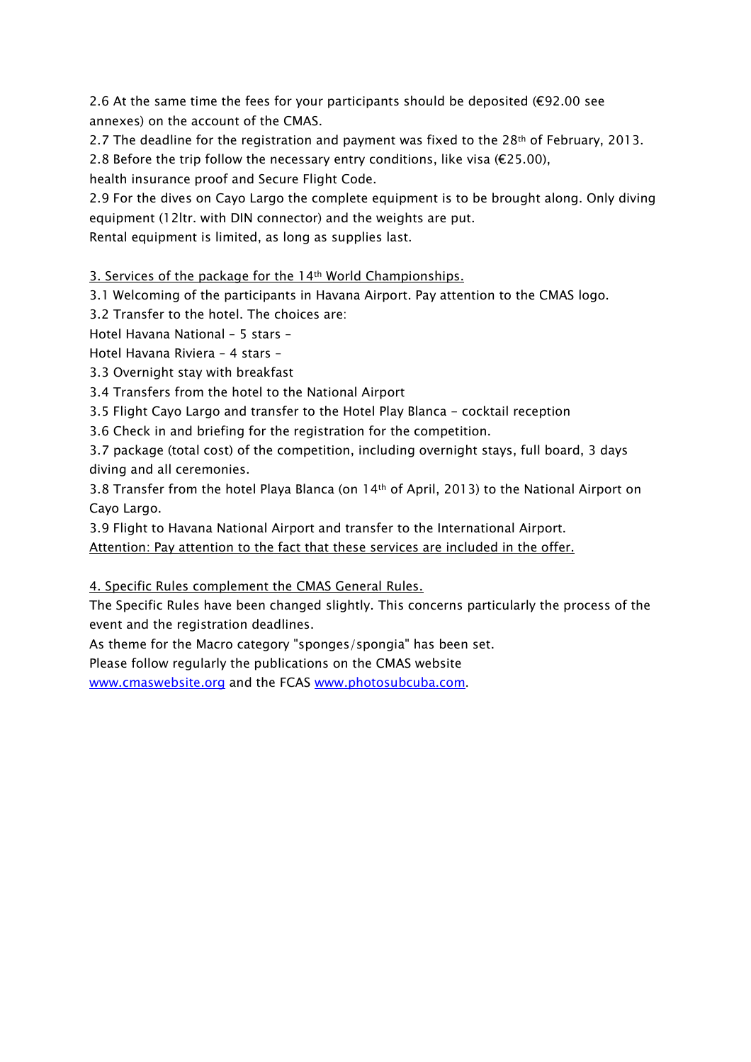2.6 At the same time the fees for your participants should be deposited (€92.00 see annexes) on the account of the CMAS.

2.7 The deadline for the registration and payment was fixed to the 28th of February, 2013.

2.8 Before the trip follow the necessary entry conditions, like visa (€25.00), health insurance proof and Secure Flight Code.

2.9 For the dives on Cayo Largo the complete equipment is to be brought along. Only diving equipment (12ltr. with DIN connector) and the weights are put.
Rental equipment is limited, as long as supplies last.

<u>3. Services of the package for the 14th World Championships.</u>

3.1 Welcoming of the participants in Havana Airport. Pay attention to the CMAS logo.

3.2 Transfer to the hotel. The choices are:
Hotel Havana National – 5 stars –
Hotel Havana Riviera – 4 stars –

3.3 Overnight stay with breakfast

3.4 Transfers from the hotel to the National Airport

3.5 Flight Cayo Largo and transfer to the Hotel Play Blanca – cocktail reception

3.6 Check in and briefing for the registration for the competition.

3.7 package (total cost) of the competition, including overnight stays, full board, 3 days diving and all ceremonies.

3.8 Transfer from the hotel Playa Blanca (on 14th of April, 2013) to the National Airport on Cayo Largo.

3.9 Flight to Havana National Airport and transfer to the International Airport.
<u>Attention: Pay attention to the fact that these services are included in the offer.</u>

<u>4. Specific Rules complement the CMAS General Rules.</u>

The Specific Rules have been changed slightly. This concerns particularly the process of the event and the registration deadlines.
As theme for the Macro category "sponges/spongia" has been set.
Please follow regularly the publications on the CMAS website
www.cmaswebsite.org and the FCAS www.photosubcuba.com.